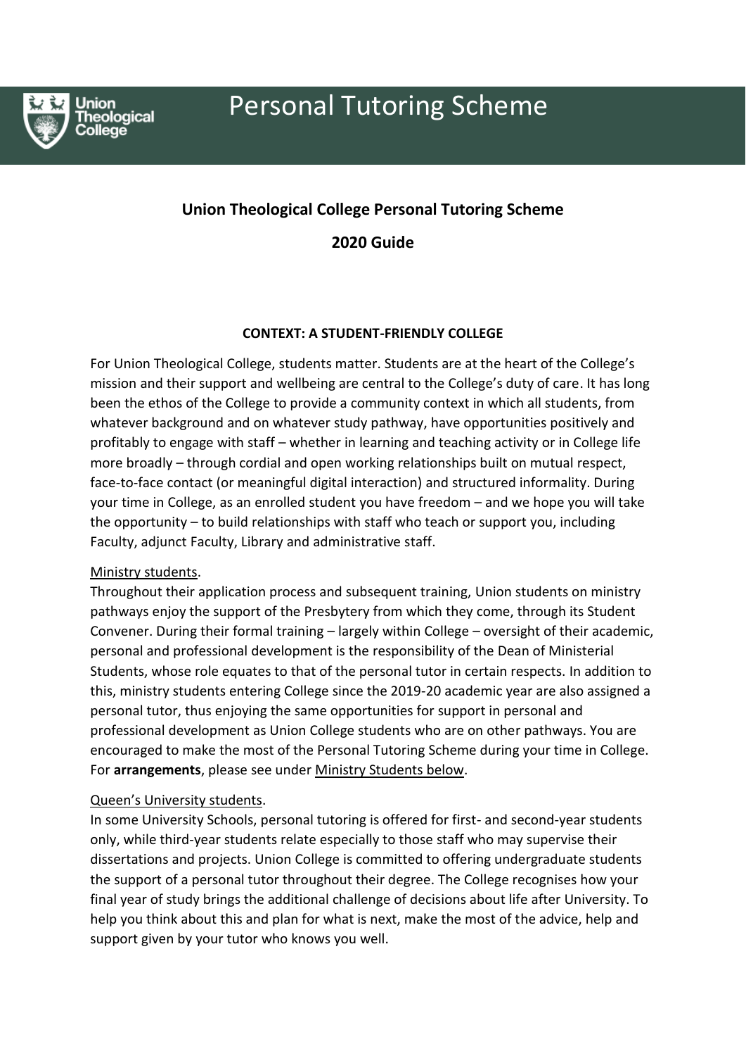# Personal Tutoring Scheme

## Union Theological College Personal Tutoring Scheme

## 2020 Guide

### CONTEXT: A STUDENT-FRIENDLY COLLEGE

For Union Theological College, students matter. Students are at the heart of the College's mission and their support and wellbeing are central to the College's duty of care. It has long been the ethos of the College to provide a community context in which all students, from whatever background and on whatever study pathway, have opportunities positively and profitably to engage with staff – whether in learning and teaching activity or in College life more broadly – through cordial and open working relationships built on mutual respect, face-to-face contact (or meaningful digital interaction) and structured informality. During your time in College, as an enrolled student you have freedom – and we hope you will take the opportunity – to build relationships with staff who teach or support you, including Faculty, adjunct Faculty, Library and administrative staff.

Ministry students.
Throughout their application process and subsequent training, Union students on ministry pathways enjoy the support of the Presbytery from which they come, through its Student Convener. During their formal training – largely within College – oversight of their academic, personal and professional development is the responsibility of the Dean of Ministerial Students, whose role equates to that of the personal tutor in certain respects. In addition to this, ministry students entering College since the 2019-20 academic year are also assigned a personal tutor, thus enjoying the same opportunities for support in personal and professional development as Union College students who are on other pathways. You are encouraged to make the most of the Personal Tutoring Scheme during your time in College. For **arrangements**, please see under Ministry Students below.

Queen's University students.
In some University Schools, personal tutoring is offered for first- and second-year students only, while third-year students relate especially to those staff who may supervise their dissertations and projects. Union College is committed to offering undergraduate students the support of a personal tutor throughout their degree. The College recognises how your final year of study brings the additional challenge of decisions about life after University. To help you think about this and plan for what is next, make the most of the advice, help and support given by your tutor who knows you well.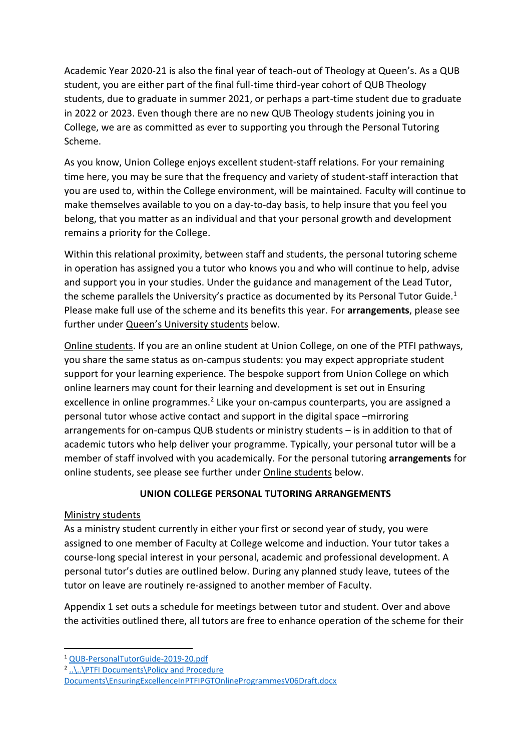Academic Year 2020-21 is also the final year of teach-out of Theology at Queen's. As a QUB student, you are either part of the final full-time third-year cohort of QUB Theology students, due to graduate in summer 2021, or perhaps a part-time student due to graduate in 2022 or 2023. Even though there are no new QUB Theology students joining you in College, we are as committed as ever to supporting you through the Personal Tutoring Scheme.

As you know, Union College enjoys excellent student-staff relations. For your remaining time here, you may be sure that the frequency and variety of student-staff interaction that you are used to, within the College environment, will be maintained. Faculty will continue to make themselves available to you on a day-to-day basis, to help insure that you feel you belong, that you matter as an individual and that your personal growth and development remains a priority for the College.

Within this relational proximity, between staff and students, the personal tutoring scheme in operation has assigned you a tutor who knows you and who will continue to help, advise and support you in your studies. Under the guidance and management of the Lead Tutor, the scheme parallels the University's practice as documented by its Personal Tutor Guide.[1] Please make full use of the scheme and its benefits this year. For **arrangements**, please see further under Queen's University students below.

Online students. If you are an online student at Union College, on one of the PTFI pathways, you share the same status as on-campus students: you may expect appropriate student support for your learning experience. The bespoke support from Union College on which online learners may count for their learning and development is set out in Ensuring excellence in online programmes.[2] Like your on-campus counterparts, you are assigned a personal tutor whose active contact and support in the digital space –mirroring arrangements for on-campus QUB students or ministry students – is in addition to that of academic tutors who help deliver your programme. Typically, your personal tutor will be a member of staff involved with you academically. For the personal tutoring **arrangements** for online students, see please see further under Online students below.

**UNION COLLEGE PERSONAL TUTORING ARRANGEMENTS**

Ministry students

As a ministry student currently in either your first or second year of study, you were assigned to one member of Faculty at College welcome and induction. Your tutor takes a course-long special interest in your personal, academic and professional development. A personal tutor's duties are outlined below. During any planned study leave, tutees of the tutor on leave are routinely re-assigned to another member of Faculty.

Appendix 1 set outs a schedule for meetings between tutor and student. Over and above the activities outlined there, all tutors are free to enhance operation of the scheme for their

---

[1] QUB-PersonalTutorGuide-2019-20.pdf

[2] ..\..\PTFI Documents\Policy and Procedure Documents\EnsuringExcellenceInPTFIPGTOnlineProgrammesV06Draft.docx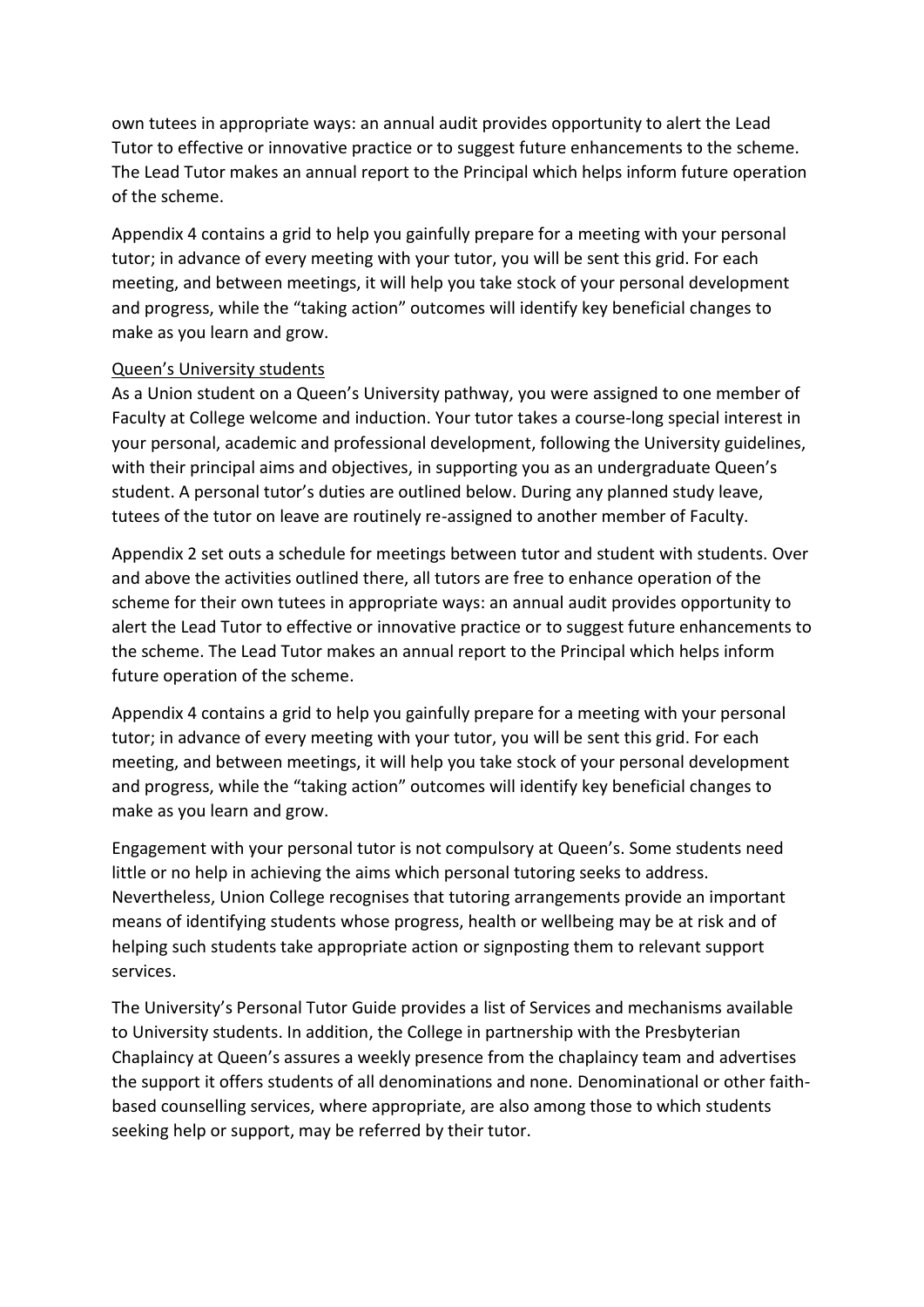own tutees in appropriate ways: an annual audit provides opportunity to alert the Lead Tutor to effective or innovative practice or to suggest future enhancements to the scheme. The Lead Tutor makes an annual report to the Principal which helps inform future operation of the scheme.

Appendix 4 contains a grid to help you gainfully prepare for a meeting with your personal tutor; in advance of every meeting with your tutor, you will be sent this grid. For each meeting, and between meetings, it will help you take stock of your personal development and progress, while the "taking action" outcomes will identify key beneficial changes to make as you learn and grow.

<u>Queen's University students</u>
As a Union student on a Queen's University pathway, you were assigned to one member of Faculty at College welcome and induction. Your tutor takes a course-long special interest in your personal, academic and professional development, following the University guidelines, with their principal aims and objectives, in supporting you as an undergraduate Queen's student. A personal tutor's duties are outlined below. During any planned study leave, tutees of the tutor on leave are routinely re-assigned to another member of Faculty.

Appendix 2 set outs a schedule for meetings between tutor and student with students. Over and above the activities outlined there, all tutors are free to enhance operation of the scheme for their own tutees in appropriate ways: an annual audit provides opportunity to alert the Lead Tutor to effective or innovative practice or to suggest future enhancements to the scheme. The Lead Tutor makes an annual report to the Principal which helps inform future operation of the scheme.

Appendix 4 contains a grid to help you gainfully prepare for a meeting with your personal tutor; in advance of every meeting with your tutor, you will be sent this grid. For each meeting, and between meetings, it will help you take stock of your personal development and progress, while the "taking action" outcomes will identify key beneficial changes to make as you learn and grow.

Engagement with your personal tutor is not compulsory at Queen's. Some students need little or no help in achieving the aims which personal tutoring seeks to address. Nevertheless, Union College recognises that tutoring arrangements provide an important means of identifying students whose progress, health or wellbeing may be at risk and of helping such students take appropriate action or signposting them to relevant support services.

The University's Personal Tutor Guide provides a list of Services and mechanisms available to University students. In addition, the College in partnership with the Presbyterian Chaplaincy at Queen's assures a weekly presence from the chaplaincy team and advertises the support it offers students of all denominations and none. Denominational or other faith-based counselling services, where appropriate, are also among those to which students seeking help or support, may be referred by their tutor.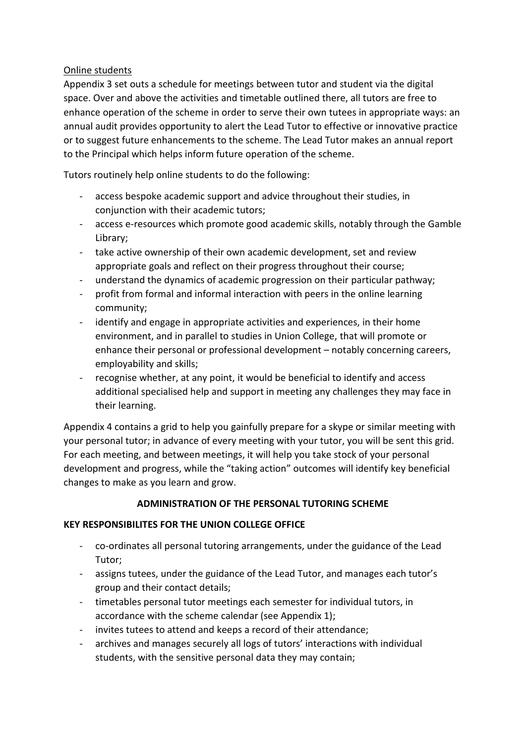Online students

Appendix 3 set outs a schedule for meetings between tutor and student via the digital space. Over and above the activities and timetable outlined there, all tutors are free to enhance operation of the scheme in order to serve their own tutees in appropriate ways: an annual audit provides opportunity to alert the Lead Tutor to effective or innovative practice or to suggest future enhancements to the scheme. The Lead Tutor makes an annual report to the Principal which helps inform future operation of the scheme.

Tutors routinely help online students to do the following:

- access bespoke academic support and advice throughout their studies, in conjunction with their academic tutors;
- access e-resources which promote good academic skills, notably through the Gamble Library;
- take active ownership of their own academic development, set and review appropriate goals and reflect on their progress throughout their course;
- understand the dynamics of academic progression on their particular pathway;
- profit from formal and informal interaction with peers in the online learning community;
- identify and engage in appropriate activities and experiences, in their home environment, and in parallel to studies in Union College, that will promote or enhance their personal or professional development – notably concerning careers, employability and skills;
- recognise whether, at any point, it would be beneficial to identify and access additional specialised help and support in meeting any challenges they may face in their learning.

Appendix 4 contains a grid to help you gainfully prepare for a skype or similar meeting with your personal tutor; in advance of every meeting with your tutor, you will be sent this grid. For each meeting, and between meetings, it will help you take stock of your personal development and progress, while the "taking action" outcomes will identify key beneficial changes to make as you learn and grow.

## ADMINISTRATION OF THE PERSONAL TUTORING SCHEME

### KEY RESPONSIBILITES FOR THE UNION COLLEGE OFFICE

- co-ordinates all personal tutoring arrangements, under the guidance of the Lead Tutor;
- assigns tutees, under the guidance of the Lead Tutor, and manages each tutor's group and their contact details;
- timetables personal tutor meetings each semester for individual tutors, in accordance with the scheme calendar (see Appendix 1);
- invites tutees to attend and keeps a record of their attendance;
- archives and manages securely all logs of tutors' interactions with individual students, with the sensitive personal data they may contain;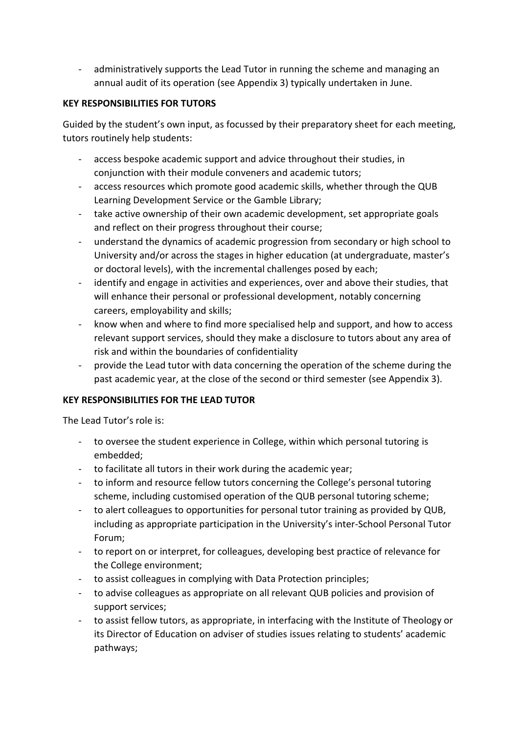- administratively supports the Lead Tutor in running the scheme and managing an annual audit of its operation (see Appendix 3) typically undertaken in June.

**KEY RESPONSIBILITIES FOR TUTORS**

Guided by the student's own input, as focussed by their preparatory sheet for each meeting, tutors routinely help students:

- access bespoke academic support and advice throughout their studies, in conjunction with their module conveners and academic tutors;
- access resources which promote good academic skills, whether through the QUB Learning Development Service or the Gamble Library;
- take active ownership of their own academic development, set appropriate goals and reflect on their progress throughout their course;
- understand the dynamics of academic progression from secondary or high school to University and/or across the stages in higher education (at undergraduate, master's or doctoral levels), with the incremental challenges posed by each;
- identify and engage in activities and experiences, over and above their studies, that will enhance their personal or professional development, notably concerning careers, employability and skills;
- know when and where to find more specialised help and support, and how to access relevant support services, should they make a disclosure to tutors about any area of risk and within the boundaries of confidentiality
- provide the Lead tutor with data concerning the operation of the scheme during the past academic year, at the close of the second or third semester (see Appendix 3).

**KEY RESPONSIBILITIES FOR THE LEAD TUTOR**

The Lead Tutor's role is:

- to oversee the student experience in College, within which personal tutoring is embedded;
- to facilitate all tutors in their work during the academic year;
- to inform and resource fellow tutors concerning the College's personal tutoring scheme, including customised operation of the QUB personal tutoring scheme;
- to alert colleagues to opportunities for personal tutor training as provided by QUB, including as appropriate participation in the University's inter-School Personal Tutor Forum;
- to report on or interpret, for colleagues, developing best practice of relevance for the College environment;
- to assist colleagues in complying with Data Protection principles;
- to advise colleagues as appropriate on all relevant QUB policies and provision of support services;
- to assist fellow tutors, as appropriate, in interfacing with the Institute of Theology or its Director of Education on adviser of studies issues relating to students' academic pathways;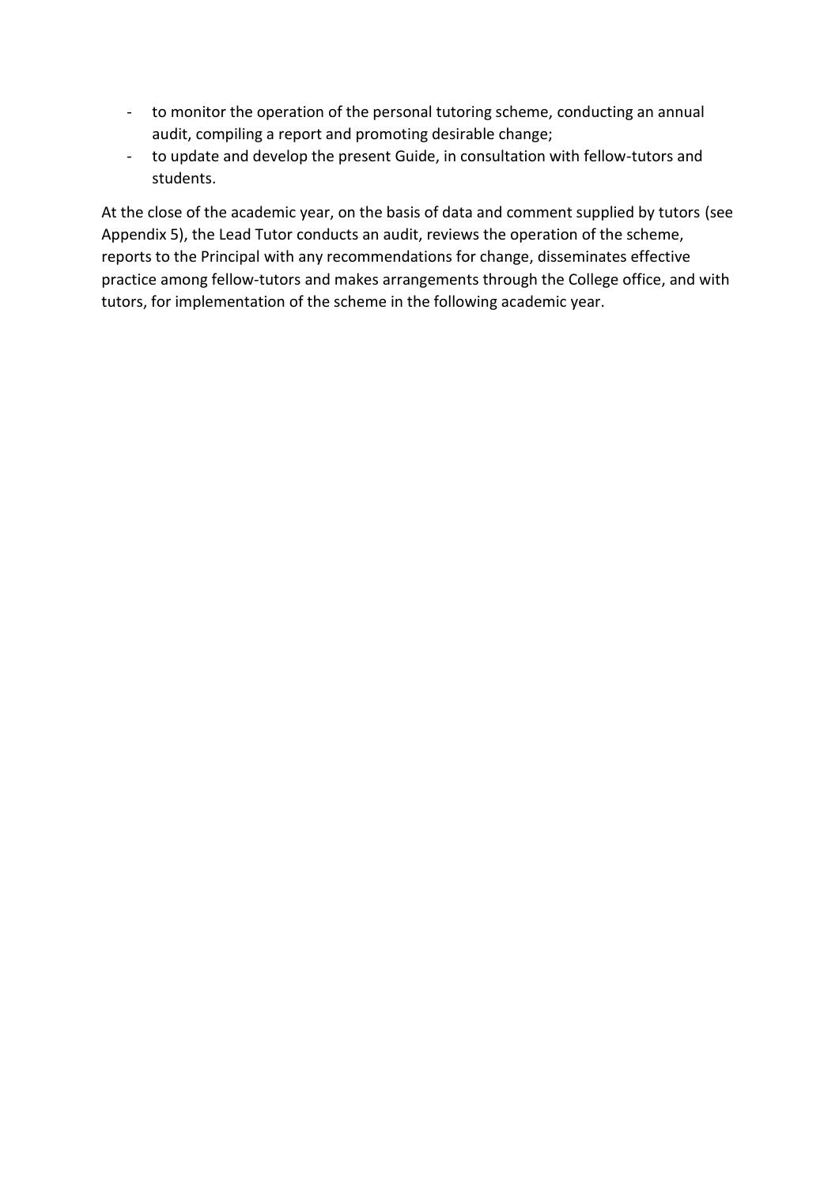- to monitor the operation of the personal tutoring scheme, conducting an annual audit, compiling a report and promoting desirable change;
- to update and develop the present Guide, in consultation with fellow-tutors and students.

At the close of the academic year, on the basis of data and comment supplied by tutors (see Appendix 5), the Lead Tutor conducts an audit, reviews the operation of the scheme, reports to the Principal with any recommendations for change, disseminates effective practice among fellow-tutors and makes arrangements through the College office, and with tutors, for implementation of the scheme in the following academic year.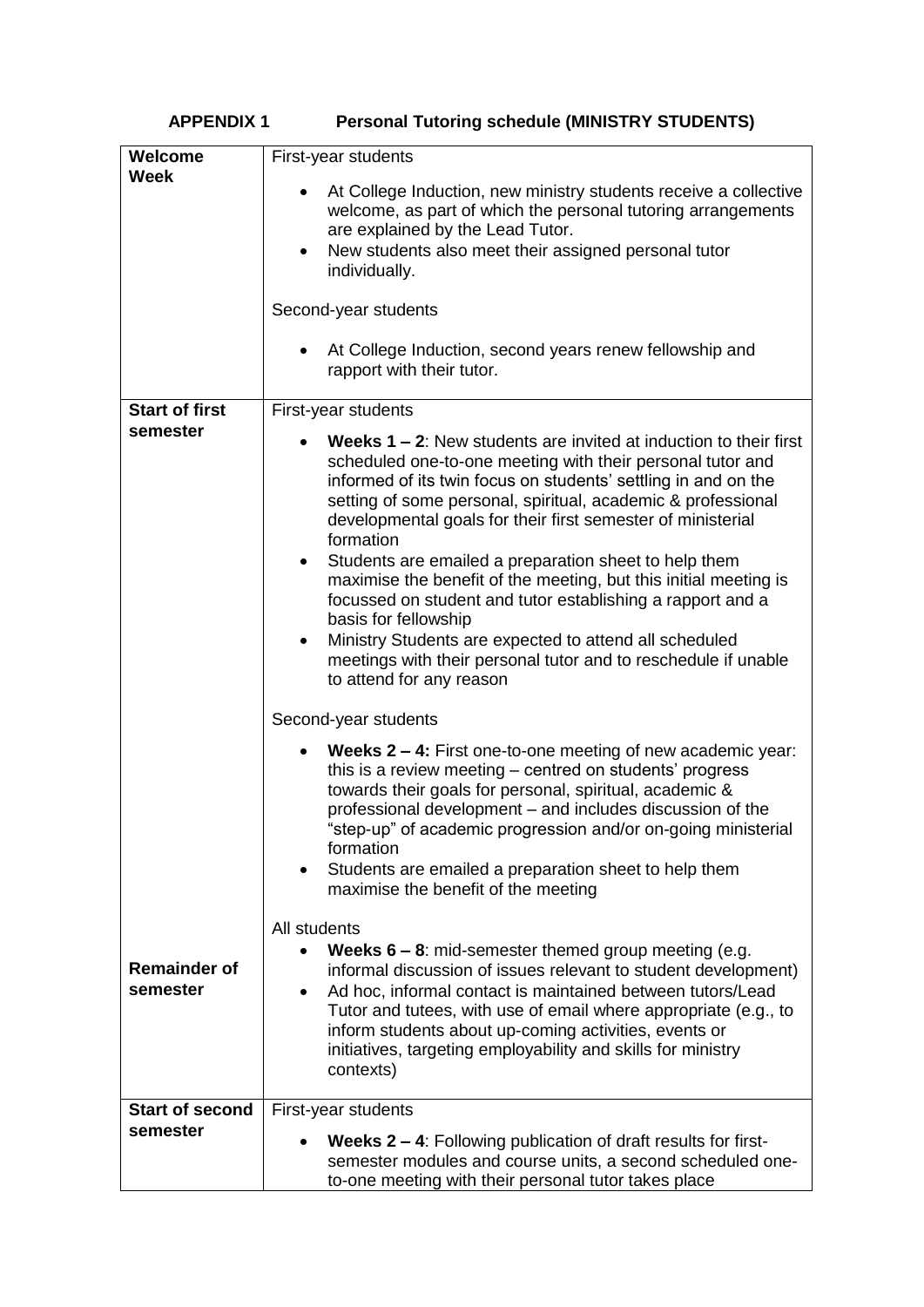## APPENDIX 1 Personal Tutoring schedule (MINISTRY STUDENTS)

| | |
|---|---|
| **Welcome Week** | First-year students<br>• At College Induction, new ministry students receive a collective welcome, as part of which the personal tutoring arrangements are explained by the Lead Tutor.<br>• New students also meet their assigned personal tutor individually.<br><br>Second-year students<br>• At College Induction, second years renew fellowship and rapport with their tutor. |
| **Start of first semester** | First-year students<br>• **Weeks 1 – 2**: New students are invited at induction to their first scheduled one-to-one meeting with their personal tutor and informed of its twin focus on students' settling in and on the setting of some personal, spiritual, academic & professional developmental goals for their first semester of ministerial formation<br>• Students are emailed a preparation sheet to help them maximise the benefit of the meeting, but this initial meeting is focussed on student and tutor establishing a rapport and a basis for fellowship<br>• Ministry Students are expected to attend all scheduled meetings with their personal tutor and to reschedule if unable to attend for any reason<br><br>Second-year students<br>• **Weeks 2 – 4:** First one-to-one meeting of new academic year: this is a review meeting – centred on students' progress towards their goals for personal, spiritual, academic & professional development – and includes discussion of the "step-up" of academic progression and/or on-going ministerial formation<br>• Students are emailed a preparation sheet to help them maximise the benefit of the meeting |
| **Remainder of semester** | All students<br>• **Weeks 6 – 8**: mid-semester themed group meeting (e.g. informal discussion of issues relevant to student development)<br>• Ad hoc, informal contact is maintained between tutors/Lead Tutor and tutees, with use of email where appropriate (e.g., to inform students about up-coming activities, events or initiatives, targeting employability and skills for ministry contexts) |
| **Start of second semester** | First-year students<br>• **Weeks 2 – 4**: Following publication of draft results for first-semester modules and course units, a second scheduled one-to-one meeting with their personal tutor takes place |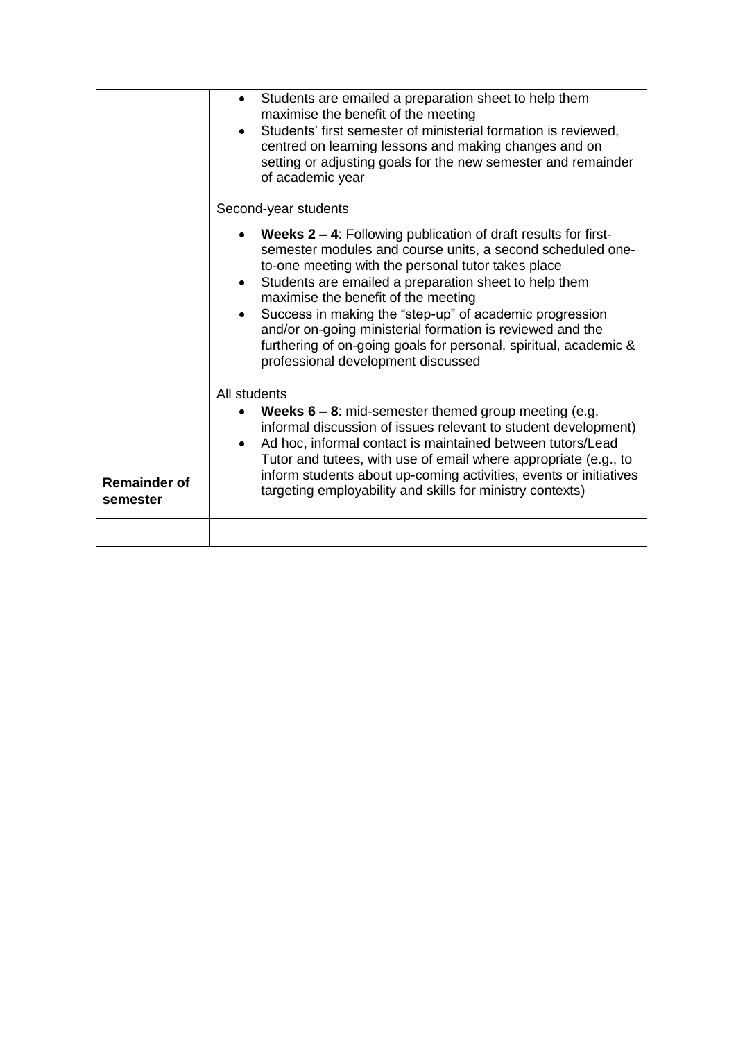| | |
|---|---|
| | <ul><li>Students are emailed a preparation sheet to help them maximise the benefit of the meeting</li><li>Students' first semester of ministerial formation is reviewed, centred on learning lessons and making changes and on setting or adjusting goals for the new semester and remainder of academic year</li></ul>Second-year students<ul><li>**Weeks 2 – 4**: Following publication of draft results for first-semester modules and course units, a second scheduled one-to-one meeting with the personal tutor takes place</li><li>Students are emailed a preparation sheet to help them maximise the benefit of the meeting</li><li>Success in making the "step-up" of academic progression and/or on-going ministerial formation is reviewed and the furthering of on-going goals for personal, spiritual, academic & professional development discussed</li></ul> |
| **Remainder of semester** | All students<ul><li>**Weeks 6 – 8**: mid-semester themed group meeting (e.g. informal discussion of issues relevant to student development)</li><li>Ad hoc, informal contact is maintained between tutors/Lead Tutor and tutees, with use of email where appropriate (e.g., to inform students about up-coming activities, events or initiatives targeting employability and skills for ministry contexts)</li></ul> |
| | |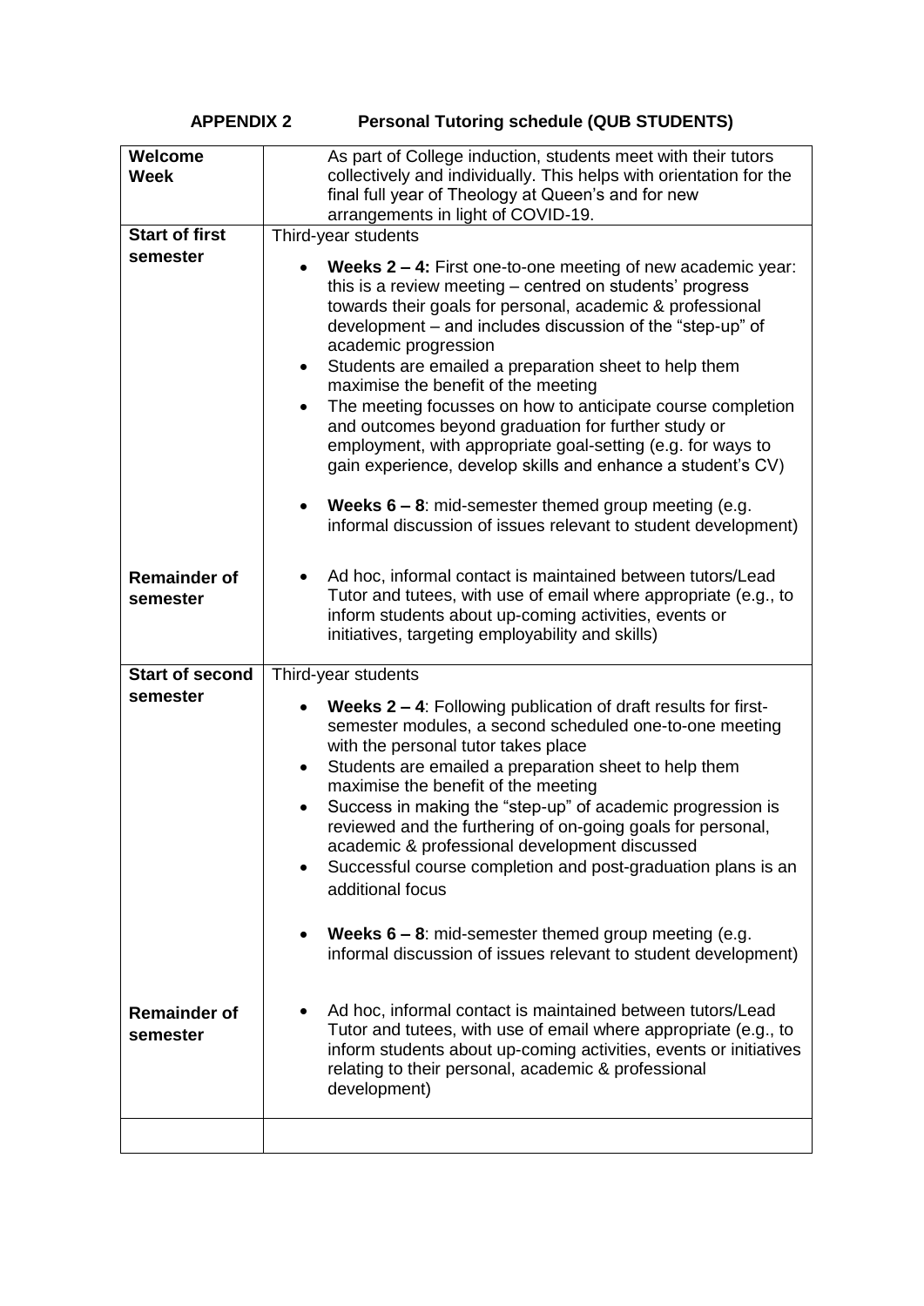## APPENDIX 2 Personal Tutoring schedule (QUB STUDENTS)

| | |
|---|---|
| **Welcome Week** | As part of College induction, students meet with their tutors collectively and individually. This helps with orientation for the final full year of Theology at Queen's and for new arrangements in light of COVID-19. |
| **Start of first semester** | Third-year students<br><br>• **Weeks 2 – 4:** First one-to-one meeting of new academic year: this is a review meeting – centred on students' progress towards their goals for personal, academic & professional development – and includes discussion of the "step-up" of academic progression<br>• Students are emailed a preparation sheet to help them maximise the benefit of the meeting<br>• The meeting focusses on how to anticipate course completion and outcomes beyond graduation for further study or employment, with appropriate goal-setting (e.g. for ways to gain experience, develop skills and enhance a student's CV)<br><br>• **Weeks 6 – 8**: mid-semester themed group meeting (e.g. informal discussion of issues relevant to student development) |
| **Remainder of semester** | • Ad hoc, informal contact is maintained between tutors/Lead Tutor and tutees, with use of email where appropriate (e.g., to inform students about up-coming activities, events or initiatives, targeting employability and skills) |
| **Start of second semester** | Third-year students<br><br>• **Weeks 2 – 4**: Following publication of draft results for first-semester modules, a second scheduled one-to-one meeting with the personal tutor takes place<br>• Students are emailed a preparation sheet to help them maximise the benefit of the meeting<br>• Success in making the "step-up" of academic progression is reviewed and the furthering of on-going goals for personal, academic & professional development discussed<br>• Successful course completion and post-graduation plans is an additional focus<br><br>• **Weeks 6 – 8**: mid-semester themed group meeting (e.g. informal discussion of issues relevant to student development) |
| **Remainder of semester** | • Ad hoc, informal contact is maintained between tutors/Lead Tutor and tutees, with use of email where appropriate (e.g., to inform students about up-coming activities, events or initiatives relating to their personal, academic & professional development) |
| | |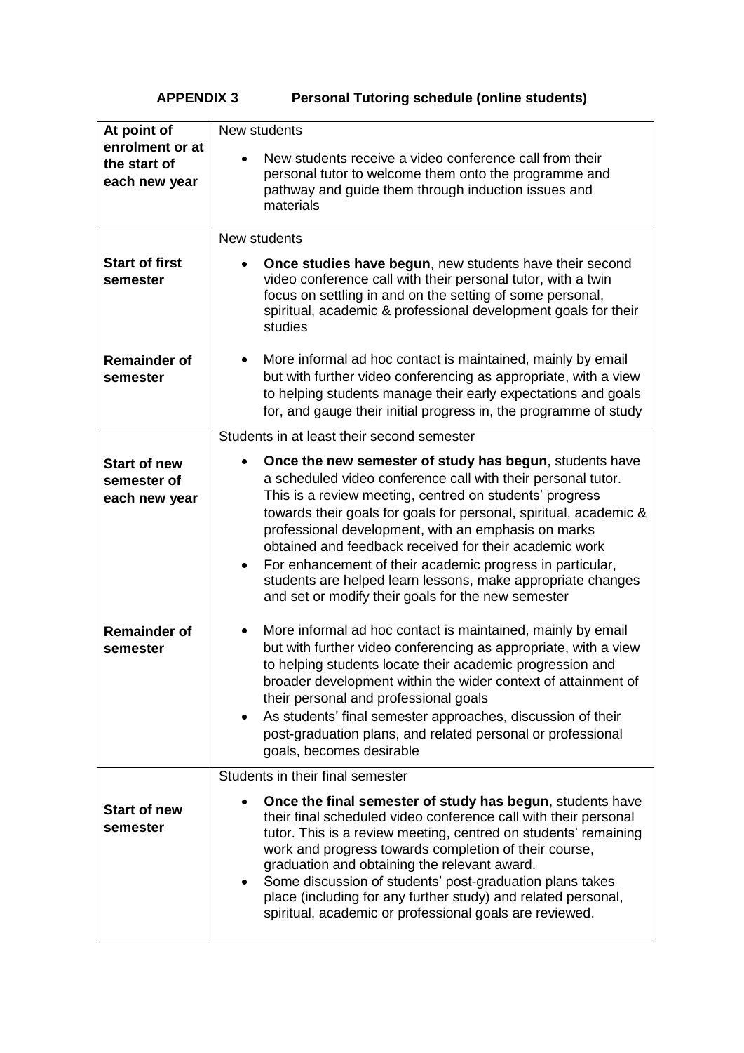## APPENDIX 3 Personal Tutoring schedule (online students)

| | |
|---|---|
| **At point of enrolment or at the start of each new year** | New students<br>• New students receive a video conference call from their personal tutor to welcome them onto the programme and pathway and guide them through induction issues and materials |
| **Start of first semester** | New students<br>• **Once studies have begun**, new students have their second video conference call with their personal tutor, with a twin focus on settling in and on the setting of some personal, spiritual, academic & professional development goals for their studies |
| **Remainder of semester** | • More informal ad hoc contact is maintained, mainly by email but with further video conferencing as appropriate, with a view to helping students manage their early expectations and goals for, and gauge their initial progress in, the programme of study |
| **Start of new semester of each new year** | Students in at least their second semester<br>• **Once the new semester of study has begun**, students have a scheduled video conference call with their personal tutor. This is a review meeting, centred on students' progress towards their goals for goals for personal, spiritual, academic & professional development, with an emphasis on marks obtained and feedback received for their academic work<br>• For enhancement of their academic progress in particular, students are helped learn lessons, make appropriate changes and set or modify their goals for the new semester |
| **Remainder of semester** | • More informal ad hoc contact is maintained, mainly by email but with further video conferencing as appropriate, with a view to helping students locate their academic progression and broader development within the wider context of attainment of their personal and professional goals<br>• As students' final semester approaches, discussion of their post-graduation plans, and related personal or professional goals, becomes desirable |
| **Start of new semester** | Students in their final semester<br>• **Once the final semester of study has begun**, students have their final scheduled video conference call with their personal tutor. This is a review meeting, centred on students' remaining work and progress towards completion of their course, graduation and obtaining the relevant award.<br>• Some discussion of students' post-graduation plans takes place (including for any further study) and related personal, spiritual, academic or professional goals are reviewed. |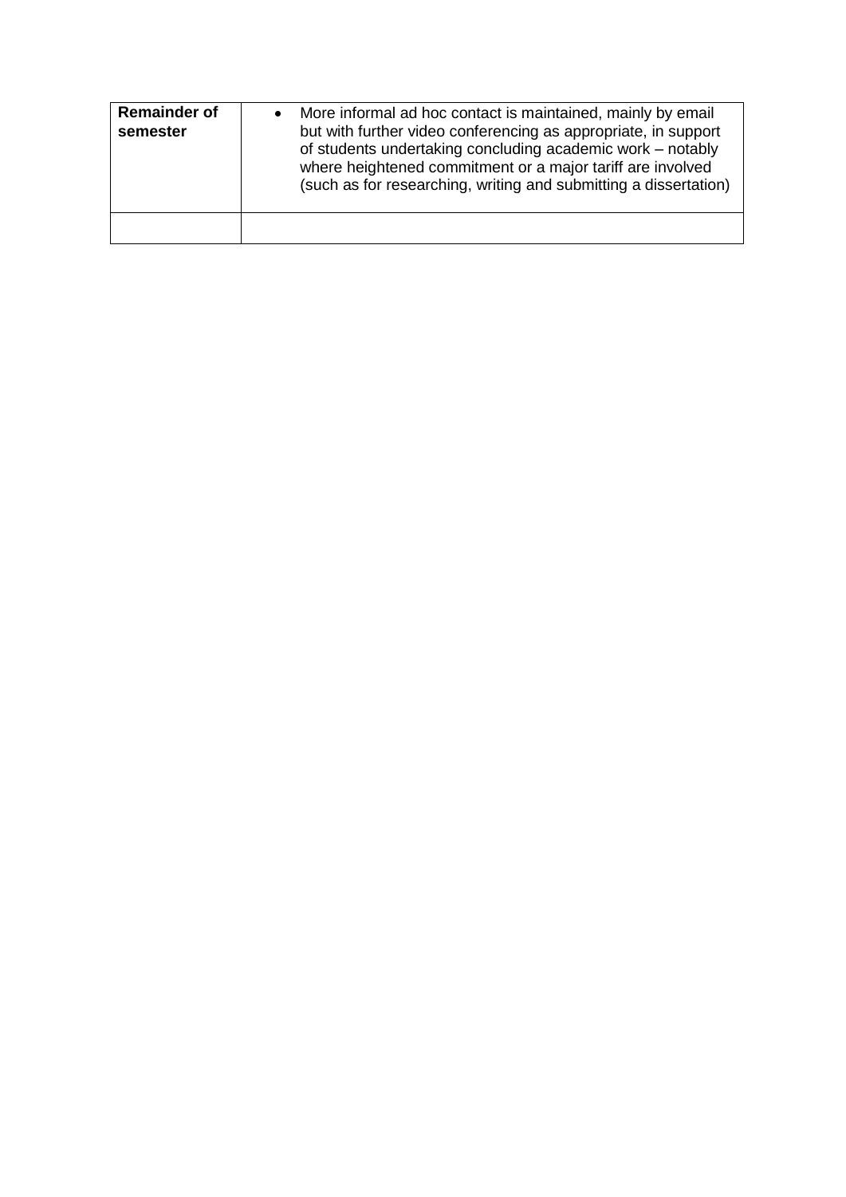| | |
|---|---|
| **Remainder of semester** | • More informal ad hoc contact is maintained, mainly by email but with further video conferencing as appropriate, in support of students undertaking concluding academic work – notably where heightened commitment or a major tariff are involved (such as for researching, writing and submitting a dissertation) |
| | |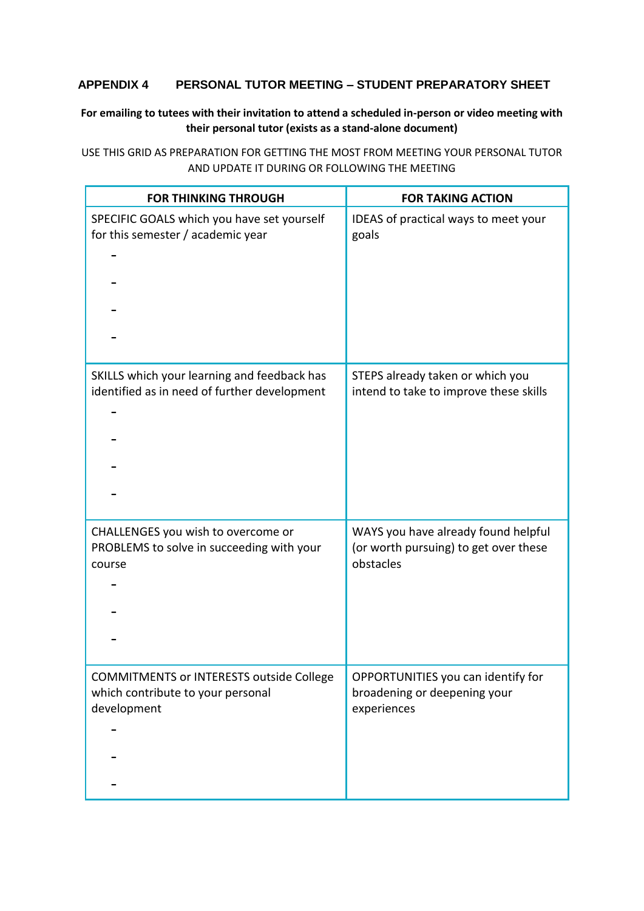## APPENDIX 4 PERSONAL TUTOR MEETING – STUDENT PREPARATORY SHEET

**For emailing to tutees with their invitation to attend a scheduled in-person or video meeting with their personal tutor (exists as a stand-alone document)**

USE THIS GRID AS PREPARATION FOR GETTING THE MOST FROM MEETING YOUR PERSONAL TUTOR AND UPDATE IT DURING OR FOLLOWING THE MEETING

| FOR THINKING THROUGH | FOR TAKING ACTION |
|---|---|
| SPECIFIC GOALS which you have set yourself for this semester / academic year<br>-<br>-<br>-<br>- | IDEAS of practical ways to meet your goals |
| SKILLS which your learning and feedback has identified as in need of further development<br>-<br>-<br>-<br>- | STEPS already taken or which you intend to take to improve these skills |
| CHALLENGES you wish to overcome or PROBLEMS to solve in succeeding with your course<br>-<br>-<br>- | WAYS you have already found helpful (or worth pursuing) to get over these obstacles |
| COMMITMENTS or INTERESTS outside College which contribute to your personal development<br>-<br>-<br>- | OPPORTUNITIES you can identify for broadening or deepening your experiences |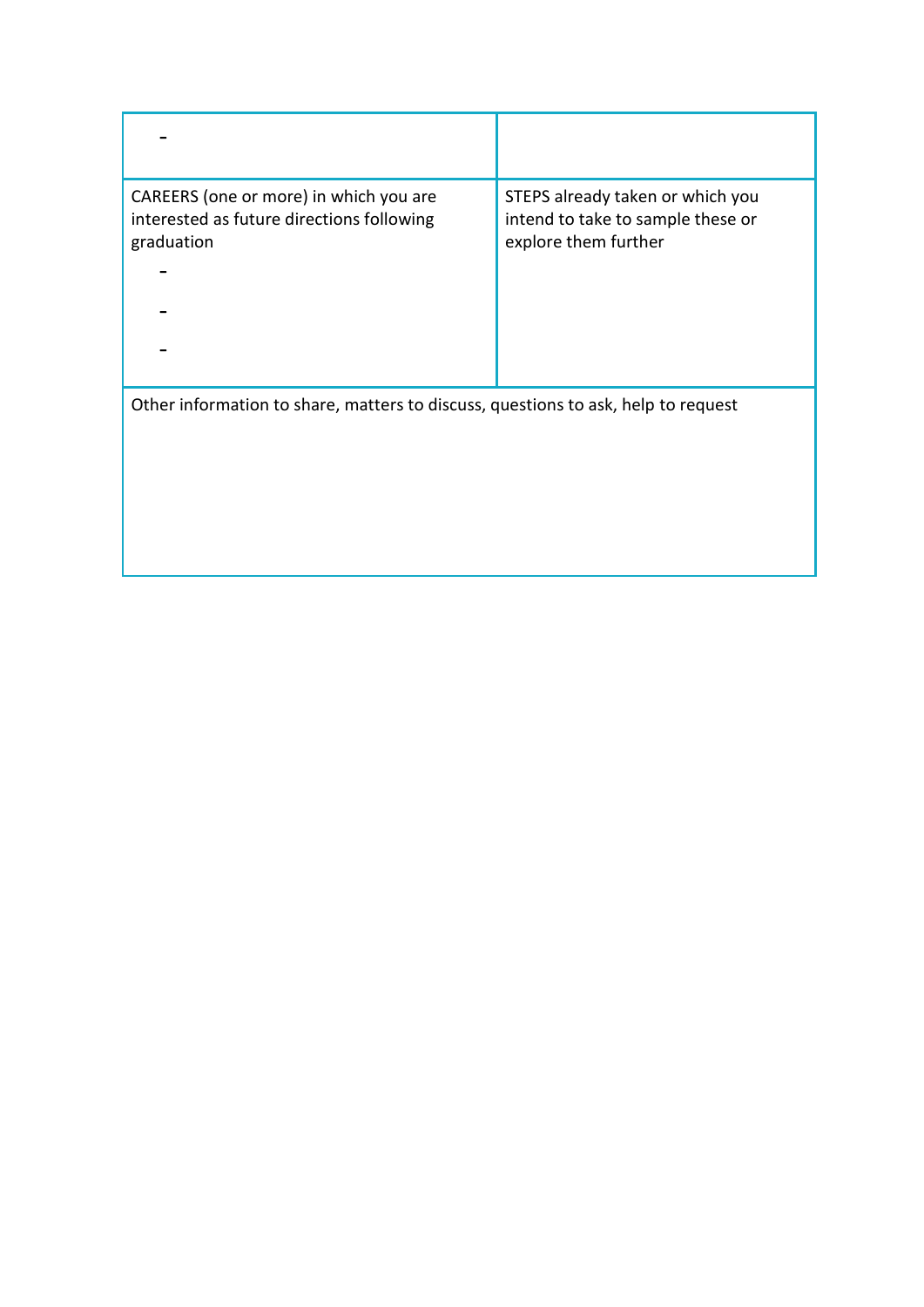| | |
|---|---|
| - | |
| CAREERS (one or more) in which you are interested as future directions following graduation<br>-<br>-<br>- | STEPS already taken or which you intend to take to sample these or explore them further |
| Other information to share, matters to discuss, questions to ask, help to request | |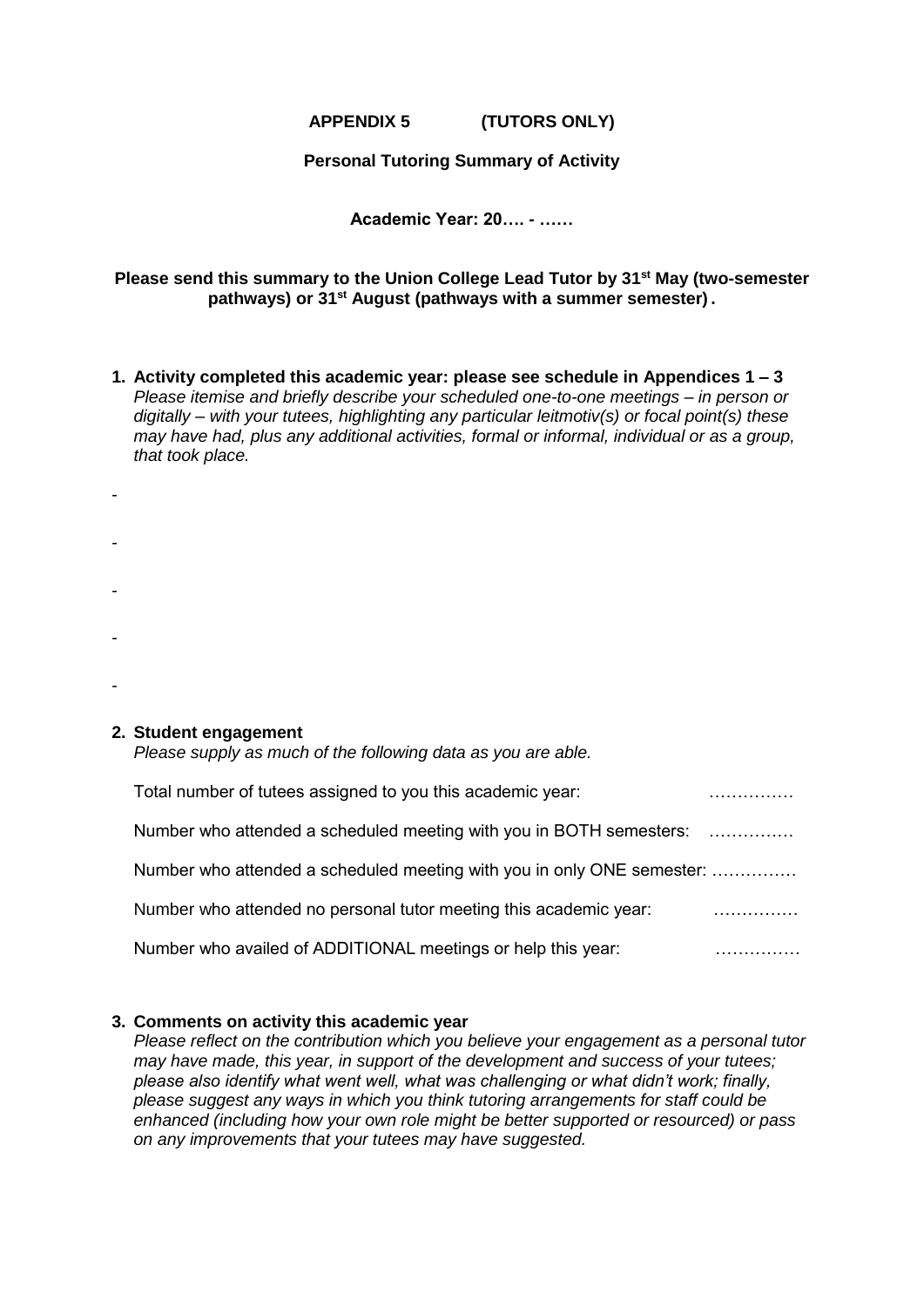**APPENDIX 5 (TUTORS ONLY)**

**Personal Tutoring Summary of Activity**

**Academic Year: 20…. - ……**

**Please send this summary to the Union College Lead Tutor by 31st May (two-semester pathways) or 31st August (pathways with a summer semester).**

**1. Activity completed this academic year: please see schedule in Appendices 1 – 3**
*Please itemise and briefly describe your scheduled one-to-one meetings – in person or digitally – with your tutees, highlighting any particular leitmotiv(s) or focal point(s) these may have had, plus any additional activities, formal or informal, individual or as a group, that took place.*

-

-

-

-

-

**2. Student engagement**
*Please supply as much of the following data as you are able.*

Total number of tutees assigned to you this academic year: ……………

Number who attended a scheduled meeting with you in BOTH semesters: ……………

Number who attended a scheduled meeting with you in only ONE semester: ……………

Number who attended no personal tutor meeting this academic year: ……………

Number who availed of ADDITIONAL meetings or help this year: ……………

**3. Comments on activity this academic year**
*Please reflect on the contribution which you believe your engagement as a personal tutor may have made, this year, in support of the development and success of your tutees; please also identify what went well, what was challenging or what didn't work; finally, please suggest any ways in which you think tutoring arrangements for staff could be enhanced (including how your own role might be better supported or resourced) or pass on any improvements that your tutees may have suggested.*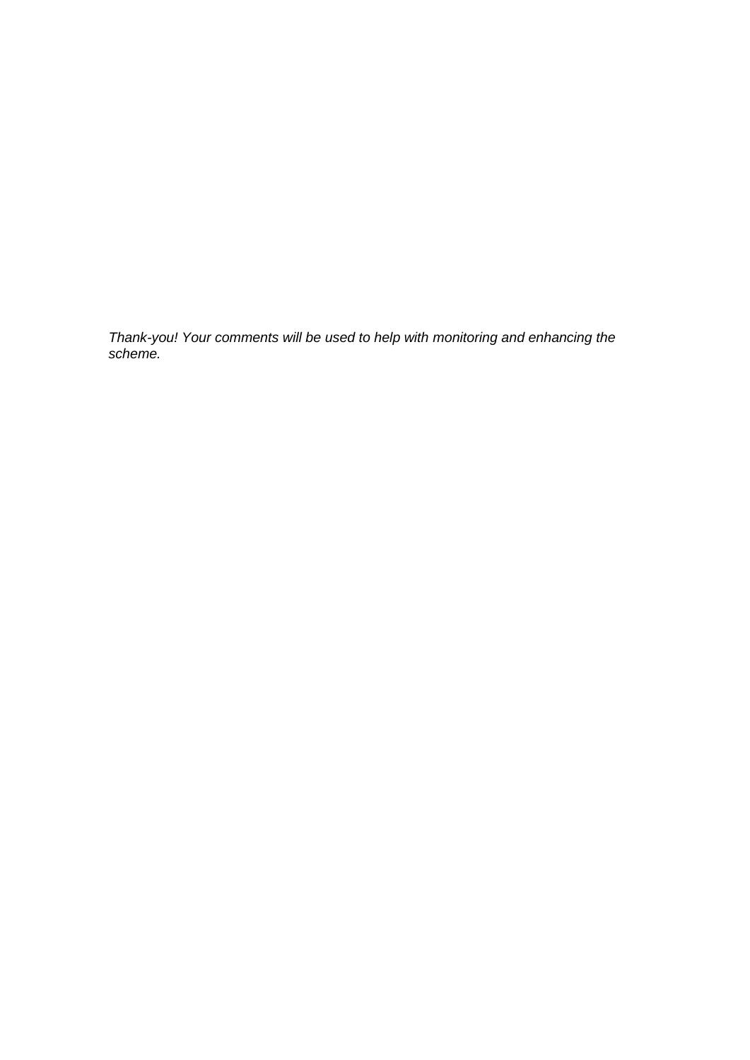*Thank-you! Your comments will be used to help with monitoring and enhancing the scheme.*